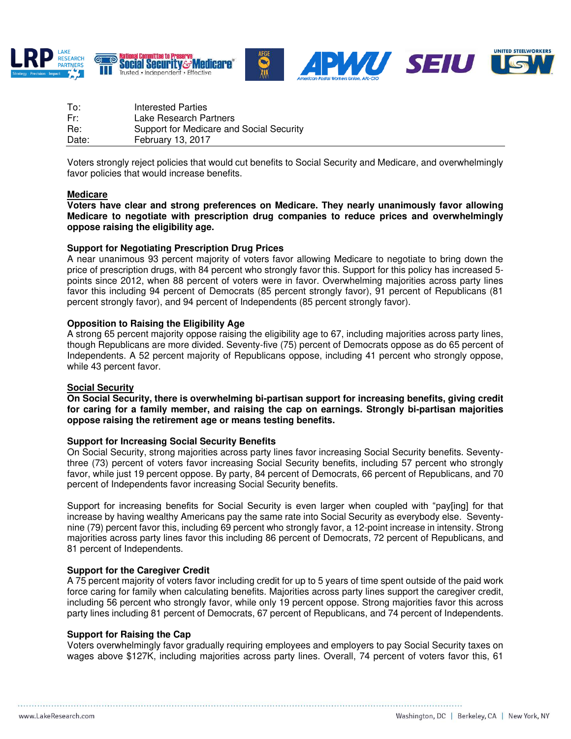| | |
|---|---|
| To: | Interested Parties |
| Fr: | Lake Research Partners |
| Re: | Support for Medicare and Social Security |
| Date: | February 13, 2017 |

Voters strongly reject policies that would cut benefits to Social Security and Medicare, and overwhelmingly favor policies that would increase benefits.

## Medicare

**Voters have clear and strong preferences on Medicare. They nearly unanimously favor allowing Medicare to negotiate with prescription drug companies to reduce prices and overwhelmingly oppose raising the eligibility age.**

### Support for Negotiating Prescription Drug Prices

A near unanimous 93 percent majority of voters favor allowing Medicare to negotiate to bring down the price of prescription drugs, with 84 percent who strongly favor this. Support for this policy has increased 5-points since 2012, when 88 percent of voters were in favor. Overwhelming majorities across party lines favor this including 94 percent of Democrats (85 percent strongly favor), 91 percent of Republicans (81 percent strongly favor), and 94 percent of Independents (85 percent strongly favor).

### Opposition to Raising the Eligibility Age

A strong 65 percent majority oppose raising the eligibility age to 67, including majorities across party lines, though Republicans are more divided. Seventy-five (75) percent of Democrats oppose as do 65 percent of Independents. A 52 percent majority of Republicans oppose, including 41 percent who strongly oppose, while 43 percent favor.

## Social Security

**On Social Security, there is overwhelming bi-partisan support for increasing benefits, giving credit for caring for a family member, and raising the cap on earnings. Strongly bi-partisan majorities oppose raising the retirement age or means testing benefits.**

### Support for Increasing Social Security Benefits

On Social Security, strong majorities across party lines favor increasing Social Security benefits. Seventy-three (73) percent of voters favor increasing Social Security benefits, including 57 percent who strongly favor, while just 19 percent oppose. By party, 84 percent of Democrats, 66 percent of Republicans, and 70 percent of Independents favor increasing Social Security benefits.

Support for increasing benefits for Social Security is even larger when coupled with "pay[ing] for that increase by having wealthy Americans pay the same rate into Social Security as everybody else. Seventy-nine (79) percent favor this, including 69 percent who strongly favor, a 12-point increase in intensity. Strong majorities across party lines favor this including 86 percent of Democrats, 72 percent of Republicans, and 81 percent of Independents.

### Support for the Caregiver Credit

A 75 percent majority of voters favor including credit for up to 5 years of time spent outside of the paid work force caring for family when calculating benefits. Majorities across party lines support the caregiver credit, including 56 percent who strongly favor, while only 19 percent oppose. Strong majorities favor this across party lines including 81 percent of Democrats, 67 percent of Republicans, and 74 percent of Independents.

### Support for Raising the Cap

Voters overwhelmingly favor gradually requiring employees and employers to pay Social Security taxes on wages above $127K, including majorities across party lines. Overall, 74 percent of voters favor this, 61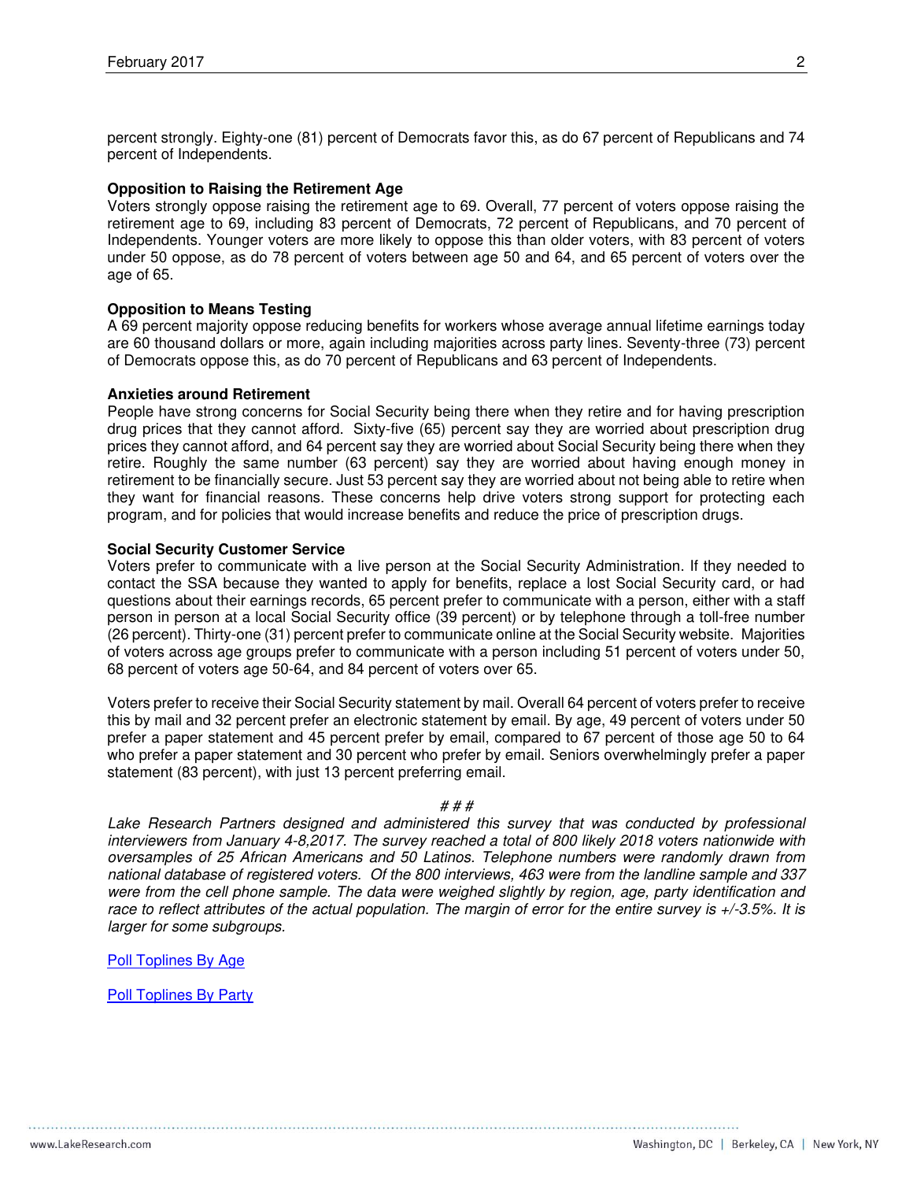percent strongly. Eighty-one (81) percent of Democrats favor this, as do 67 percent of Republicans and 74 percent of Independents.

**Opposition to Raising the Retirement Age**

Voters strongly oppose raising the retirement age to 69. Overall, 77 percent of voters oppose raising the retirement age to 69, including 83 percent of Democrats, 72 percent of Republicans, and 70 percent of Independents. Younger voters are more likely to oppose this than older voters, with 83 percent of voters under 50 oppose, as do 78 percent of voters between age 50 and 64, and 65 percent of voters over the age of 65.

**Opposition to Means Testing**

A 69 percent majority oppose reducing benefits for workers whose average annual lifetime earnings today are 60 thousand dollars or more, again including majorities across party lines. Seventy-three (73) percent of Democrats oppose this, as do 70 percent of Republicans and 63 percent of Independents.

**Anxieties around Retirement**

People have strong concerns for Social Security being there when they retire and for having prescription drug prices that they cannot afford. Sixty-five (65) percent say they are worried about prescription drug prices they cannot afford, and 64 percent say they are worried about Social Security being there when they retire. Roughly the same number (63 percent) say they are worried about having enough money in retirement to be financially secure. Just 53 percent say they are worried about not being able to retire when they want for financial reasons. These concerns help drive voters strong support for protecting each program, and for policies that would increase benefits and reduce the price of prescription drugs.

**Social Security Customer Service**

Voters prefer to communicate with a live person at the Social Security Administration. If they needed to contact the SSA because they wanted to apply for benefits, replace a lost Social Security card, or had questions about their earnings records, 65 percent prefer to communicate with a person, either with a staff person in person at a local Social Security office (39 percent) or by telephone through a toll-free number (26 percent). Thirty-one (31) percent prefer to communicate online at the Social Security website. Majorities of voters across age groups prefer to communicate with a person including 51 percent of voters under 50, 68 percent of voters age 50-64, and 84 percent of voters over 65.

Voters prefer to receive their Social Security statement by mail. Overall 64 percent of voters prefer to receive this by mail and 32 percent prefer an electronic statement by email. By age, 49 percent of voters under 50 prefer a paper statement and 45 percent prefer by email, compared to 67 percent of those age 50 to 64 who prefer a paper statement and 30 percent who prefer by email. Seniors overwhelmingly prefer a paper statement (83 percent), with just 13 percent preferring email.

*# # #*

*Lake Research Partners designed and administered this survey that was conducted by professional interviewers from January 4-8,2017. The survey reached a total of 800 likely 2018 voters nationwide with oversamples of 25 African Americans and 50 Latinos. Telephone numbers were randomly drawn from national database of registered voters. Of the 800 interviews, 463 were from the landline sample and 337 were from the cell phone sample. The data were weighed slightly by region, age, party identification and race to reflect attributes of the actual population. The margin of error for the entire survey is +/-3.5%. It is larger for some subgroups.*

Poll Toplines By Age

Poll Toplines By Party